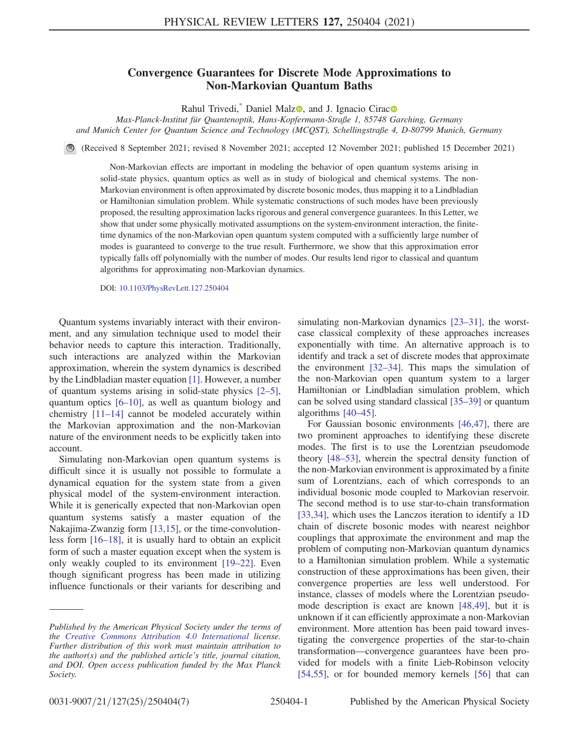# Convergence Guarantees for Discrete Mode Approximations to Non-Markovian Quantum Baths

Rahul Trivedi,[*] Daniel Malz, and J. Ignacio Cirac

*Max-Planck-Institut für Quantenoptik, Hans-Kopfermann-Straße 1, 85748 Garching, Germany and Munich Center for Quantum Science and Technology (MCQST), Schellingstraße 4, D-80799 Munich, Germany*

(Received 8 September 2021; revised 8 November 2021; accepted 12 November 2021; published 15 December 2021)

Non-Markovian effects are important in modeling the behavior of open quantum systems arising in solid-state physics, quantum optics as well as in study of biological and chemical systems. The non-Markovian environment is often approximated by discrete bosonic modes, thus mapping it to a Lindbladian or Hamiltonian simulation problem. While systematic constructions of such modes have been previously proposed, the resulting approximation lacks rigorous and general convergence guarantees. In this Letter, we show that under some physically motivated assumptions on the system-environment interaction, the finite-time dynamics of the non-Markovian open quantum system computed with a sufficiently large number of modes is guaranteed to converge to the true result. Furthermore, we show that this approximation error typically falls off polynomially with the number of modes. Our results lend rigor to classical and quantum algorithms for approximating non-Markovian dynamics.

DOI: 10.1103/PhysRevLett.127.250404

Quantum systems invariably interact with their environment, and any simulation technique used to model their behavior needs to capture this interaction. Traditionally, such interactions are analyzed within the Markovian approximation, wherein the system dynamics is described by the Lindbladian master equation [1]. However, a number of quantum systems arising in solid-state physics [2–5], quantum optics [6–10], as well as quantum biology and chemistry [11–14] cannot be modeled accurately within the Markovian approximation and the non-Markovian nature of the environment needs to be explicitly taken into account.

Simulating non-Markovian open quantum systems is difficult since it is usually not possible to formulate a dynamical equation for the system state from a given physical model of the system-environment interaction. While it is generically expected that non-Markovian open quantum systems satisfy a master equation of the Nakajima-Zwanzig form [13,15], or the time-convolutionless form [16–18], it is usually hard to obtain an explicit form of such a master equation except when the system is only weakly coupled to its environment [19–22]. Even though significant progress has been made in utilizing influence functionals or their variants for describing and simulating non-Markovian dynamics [23–31], the worst-case classical complexity of these approaches increases exponentially with time. An alternative approach is to identify and track a set of discrete modes that approximate the environment [32–34]. This maps the simulation of the non-Markovian open quantum system to a larger Hamiltonian or Lindbladian simulation problem, which can be solved using standard classical [35–39] or quantum algorithms [40–45].

For Gaussian bosonic environments [46,47], there are two prominent approaches to identifying these discrete modes. The first is to use the Lorentzian pseudomode theory [48–53], wherein the spectral density function of the non-Markovian environment is approximated by a finite sum of Lorentzians, each of which corresponds to an individual bosonic mode coupled to Markovian reservoir. The second method is to use star-to-chain transformation [33,34], which uses the Lanczos iteration to identify a 1D chain of discrete bosonic modes with nearest neighbor couplings that approximate the environment and map the problem of computing non-Markovian quantum dynamics to a Hamiltonian simulation problem. While a systematic construction of these approximations has been given, their convergence properties are less well understood. For instance, classes of models where the Lorentzian pseudomode description is exact are known [48,49], but it is unknown if it can efficiently approximate a non-Markovian environment. More attention has been paid toward investigating the convergence properties of the star-to-chain transformation—convergence guarantees have been provided for models with a finite Lieb-Robinson velocity [54,55], or for bounded memory kernels [56] that can

*Published by the American Physical Society under the terms of the Creative Commons Attribution 4.0 International license. Further distribution of this work must maintain attribution to the author(s) and the published article's title, journal citation, and DOI. Open access publication funded by the Max Planck Society.*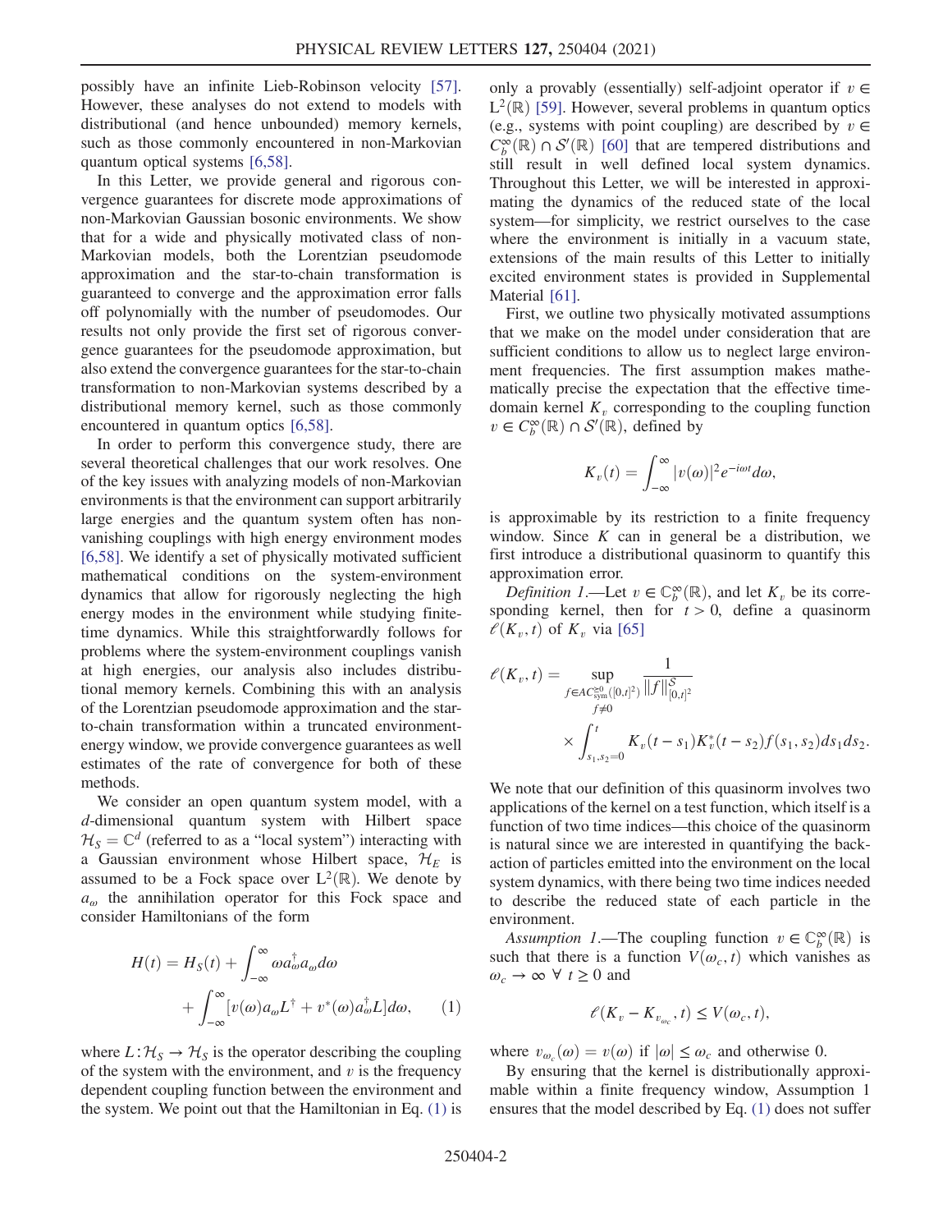possibly have an infinite Lieb-Robinson velocity [57]. However, these analyses do not extend to models with distributional (and hence unbounded) memory kernels, such as those commonly encountered in non-Markovian quantum optical systems [6,58].

In this Letter, we provide general and rigorous convergence guarantees for discrete mode approximations of non-Markovian Gaussian bosonic environments. We show that for a wide and physically motivated class of non-Markovian models, both the Lorentzian pseudomode approximation and the star-to-chain transformation is guaranteed to converge and the approximation error falls off polynomially with the number of pseudomodes. Our results not only provide the first set of rigorous convergence guarantees for the pseudomode approximation, but also extend the convergence guarantees for the star-to-chain transformation to non-Markovian systems described by a distributional memory kernel, such as those commonly encountered in quantum optics [6,58].

In order to perform this convergence study, there are several theoretical challenges that our work resolves. One of the key issues with analyzing models of non-Markovian environments is that the environment can support arbitrarily large energies and the quantum system often has non-vanishing couplings with high energy environment modes [6,58]. We identify a set of physically motivated sufficient mathematical conditions on the system-environment dynamics that allow for rigorously neglecting the high energy modes in the environment while studying finite-time dynamics. While this straightforwardly follows for problems where the system-environment couplings vanish at high energies, our analysis also includes distributional memory kernels. Combining this with an analysis of the Lorentzian pseudomode approximation and the star-to-chain transformation within a truncated environment-energy window, we provide convergence guarantees as well estimates of the rate of convergence for both of these methods.

We consider an open quantum system model, with a $d$-dimensional quantum system with Hilbert space $\mathcal{H}_S = \mathbb{C}^d$ (referred to as a "local system") interacting with a Gaussian environment whose Hilbert space, $\mathcal{H}_E$ is assumed to be a Fock space over $\mathrm{L}^2(\mathbb{R})$. We denote by $a_\omega$ the annihilation operator for this Fock space and consider Hamiltonians of the form

$$
H(t) = H_S(t) + \int_{-\infty}^{\infty} \omega a_\omega^\dagger a_\omega d\omega + \int_{-\infty}^{\infty} [v(\omega) a_\omega L^\dagger + v^*(\omega) a_\omega^\dagger L] d\omega, \quad (1)
$$

where $L: \mathcal{H}_S \to \mathcal{H}_S$ is the operator describing the coupling of the system with the environment, and $v$ is the frequency dependent coupling function between the environment and the system. We point out that the Hamiltonian in Eq. (1) is only a provably (essentially) self-adjoint operator if $v \in \mathrm{L}^2(\mathbb{R})$ [59]. However, several problems in quantum optics (e.g., systems with point coupling) are described by $v \in C_b^\infty(\mathbb{R}) \cap \mathcal{S}'(\mathbb{R})$ [60] that are tempered distributions and still result in well defined local system dynamics. Throughout this Letter, we will be interested in approximating the dynamics of the reduced state of the local system—for simplicity, we restrict ourselves to the case where the environment is initially in a vacuum state, extensions of the main results of this Letter to initially excited environment states is provided in Supplemental Material [61].

First, we outline two physically motivated assumptions that we make on the model under consideration that are sufficient conditions to allow us to neglect large environment frequencies. The first assumption makes mathematically precise the expectation that the effective time-domain kernel $K_v$ corresponding to the coupling function $v \in C_b^\infty(\mathbb{R}) \cap \mathcal{S}'(\mathbb{R})$, defined by

$$
K_v(t) = \int_{-\infty}^{\infty} |v(\omega)|^2 e^{-i\omega t} d\omega,
$$

is approximable by its restriction to a finite frequency window. Since $K$ can in general be a distribution, we first introduce a distributional quasinorm to quantify this approximation error.

*Definition 1.*—Let $v \in \mathbb{C}_b^\infty(\mathbb{R})$, and let $K_v$ be its corresponding kernel, then for $t > 0$, define a quasinorm $\ell(K_v, t)$ of $K_v$ via [65]

$$
\ell(K_v, t) = \sup_{\substack{f \in AC^{\geq 0}_{\mathrm{sym}}([0,t]^2) \\ f \neq 0}} \frac{1}{\|f\|^{\mathcal{S}}_{[0,t]^2}} \times \int_{s_1, s_2 = 0}^{t} K_v(t - s_1) K_v^*(t - s_2) f(s_1, s_2) ds_1 ds_2.
$$

We note that our definition of this quasinorm involves two applications of the kernel on a test function, which itself is a function of two time indices—this choice of the quasinorm is natural since we are interested in quantifying the back-action of particles emitted into the environment on the local system dynamics, with there being two time indices needed to describe the reduced state of each particle in the environment.

*Assumption 1.*—The coupling function $v \in \mathbb{C}_b^\infty(\mathbb{R})$ is such that there is a function $V(\omega_c, t)$ which vanishes as $\omega_c \to \infty \ \forall \ t \geq 0$ and

$$
\ell(K_v - K_{v_{\omega_c}}, t) \leq V(\omega_c, t),
$$

where $v_{\omega_c}(\omega) = v(\omega)$ if $|\omega| \leq \omega_c$ and otherwise 0.

By ensuring that the kernel is distributionally approximable within a finite frequency window, Assumption 1 ensures that the model described by Eq. (1) does not suffer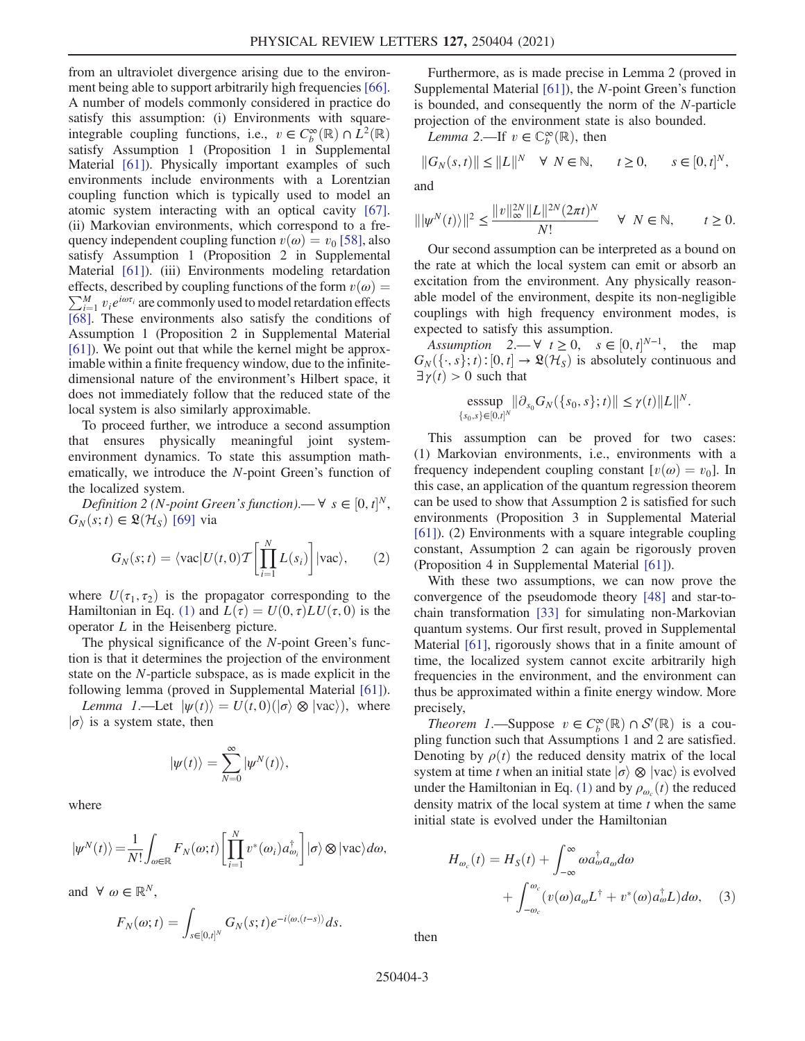from an ultraviolet divergence arising due to the environment being able to support arbitrarily high frequencies [66]. A number of models commonly considered in practice do satisfy this assumption: (i) Environments with square-integrable coupling functions, i.e., $v \in C_b^\infty(\mathbb{R}) \cap L^2(\mathbb{R})$ satisfy Assumption 1 (Proposition 1 in Supplemental Material [61]). Physically important examples of such environments include environments with a Lorentzian coupling function which is typically used to model an atomic system interacting with an optical cavity [67]. (ii) Markovian environments, which correspond to a frequency independent coupling function $v(\omega) = v_0$ [58], also satisfy Assumption 1 (Proposition 2 in Supplemental Material [61]). (iii) Environments modeling retardation effects, described by coupling functions of the form $v(\omega) = \sum_{i=1}^{M} v_i e^{i\omega\tau_i}$ are commonly used to model retardation effects [68]. These environments also satisfy the conditions of Assumption 1 (Proposition 2 in Supplemental Material [61]). We point out that while the kernel might be approximable within a finite frequency window, due to the infinite-dimensional nature of the environment's Hilbert space, it does not immediately follow that the reduced state of the local system is also similarly approximable.

To proceed further, we introduce a second assumption that ensures physically meaningful joint system-environment dynamics. To state this assumption mathematically, we introduce the $N$-point Green's function of the localized system.

*Definition 2 (N-point Green's function).*— $\forall\ s \in [0, t]^N$, $G_N(s; t) \in \mathfrak{L}(\mathcal{H}_S)$ [69] via

$$G_N(s;t) = \langle \text{vac}| U(t,0) \mathcal{T}\left[\prod_{i=1}^{N} L(s_i)\right] |\text{vac}\rangle, \qquad (2)$$

where $U(\tau_1, \tau_2)$ is the propagator corresponding to the Hamiltonian in Eq. (1) and $L(\tau) = U(0,\tau) L U(\tau, 0)$ is the operator $L$ in the Heisenberg picture.

The physical significance of the $N$-point Green's function is that it determines the projection of the environment state on the $N$-particle subspace, as is made explicit in the following lemma (proved in Supplemental Material [61]).

*Lemma 1.*—Let $|\psi(t)\rangle = U(t,0)(|\sigma\rangle \otimes |\text{vac}\rangle)$, where $|\sigma\rangle$ is a system state, then

$$|\psi(t)\rangle = \sum_{N=0}^{\infty} |\psi^N(t)\rangle,$$

where

$$|\psi^N(t)\rangle = \frac{1}{N!}\int_{\omega\in\mathbb{R}} F_N(\omega;t)\left[\prod_{i=1}^{N} v^*(\omega_i) a_{\omega_i}^\dagger\right] |\sigma\rangle \otimes |\text{vac}\rangle d\omega,$$

and $\forall\ \omega \in \mathbb{R}^N$,

$$F_N(\omega;t) = \int_{s\in[0,t]^N} G_N(s;t) e^{-i\langle\omega,(t-s)\rangle} ds.$$

Furthermore, as is made precise in Lemma 2 (proved in Supplemental Material [61]), the $N$-point Green's function is bounded, and consequently the norm of the $N$-particle projection of the environment state is also bounded.

*Lemma 2.*—If $v \in \mathbb{C}_b^\infty(\mathbb{R})$, then

$$\|G_N(s,t)\| \le \|L\|^N \quad \forall\ N \in \mathbb{N}, \qquad t \ge 0, \qquad s \in [0,t]^N,$$

and

$$\||\psi^N(t)\rangle\|^2 \le \frac{\|v\|_\infty^{2N} \|L\|^{2N} (2\pi t)^N}{N!} \quad \forall\ N \in \mathbb{N}, \qquad t \ge 0.$$

Our second assumption can be interpreted as a bound on the rate at which the local system can emit or absorb an excitation from the environment. Any physically reasonable model of the environment, despite its non-negligible couplings with high frequency environment modes, is expected to satisfy this assumption.

*Assumption 2.*— $\forall\ t \ge 0$, $s \in [0,t]^{N-1}$, the map $G_N(\{\cdot, s\}; t) : [0,t] \to \mathfrak{L}(\mathcal{H}_S)$ is absolutely continuous and $\exists\, \gamma(t) > 0$ such that

$$\operatorname*{esssup}_{\{s_0, s\}\in[0,t]^N} \|\partial_{s_0} G_N(\{s_0, s\}; t)\| \le \gamma(t) \|L\|^N.$$

This assumption can be proved for two cases: (1) Markovian environments, i.e., environments with a frequency independent coupling constant $[v(\omega) = v_0]$. In this case, an application of the quantum regression theorem can be used to show that Assumption 2 is satisfied for such environments (Proposition 3 in Supplemental Material [61]). (2) Environments with a square integrable coupling constant, Assumption 2 can again be rigorously proven (Proposition 4 in Supplemental Material [61]).

With these two assumptions, we can now prove the convergence of the pseudomode theory [48] and star-to-chain transformation [33] for simulating non-Markovian quantum systems. Our first result, proved in Supplemental Material [61], rigorously shows that in a finite amount of time, the localized system cannot excite arbitrarily high frequencies in the environment, and the environment can thus be approximated within a finite energy window. More precisely,

*Theorem 1.*—Suppose $v \in C_b^\infty(\mathbb{R}) \cap \mathcal{S}'(\mathbb{R})$ is a coupling function such that Assumptions 1 and 2 are satisfied. Denoting by $\rho(t)$ the reduced density matrix of the local system at time $t$ when an initial state $|\sigma\rangle \otimes |\text{vac}\rangle$ is evolved under the Hamiltonian in Eq. (1) and by $\rho_{\omega_c}(t)$ the reduced density matrix of the local system at time $t$ when the same initial state is evolved under the Hamiltonian

$$H_{\omega_c}(t) = H_S(t) + \int_{-\infty}^{\infty} \omega a_\omega^\dagger a_\omega d\omega + \int_{-\omega_c}^{\omega_c} (v(\omega) a_\omega L^\dagger + v^*(\omega) a_\omega^\dagger L) d\omega, \qquad (3)$$

then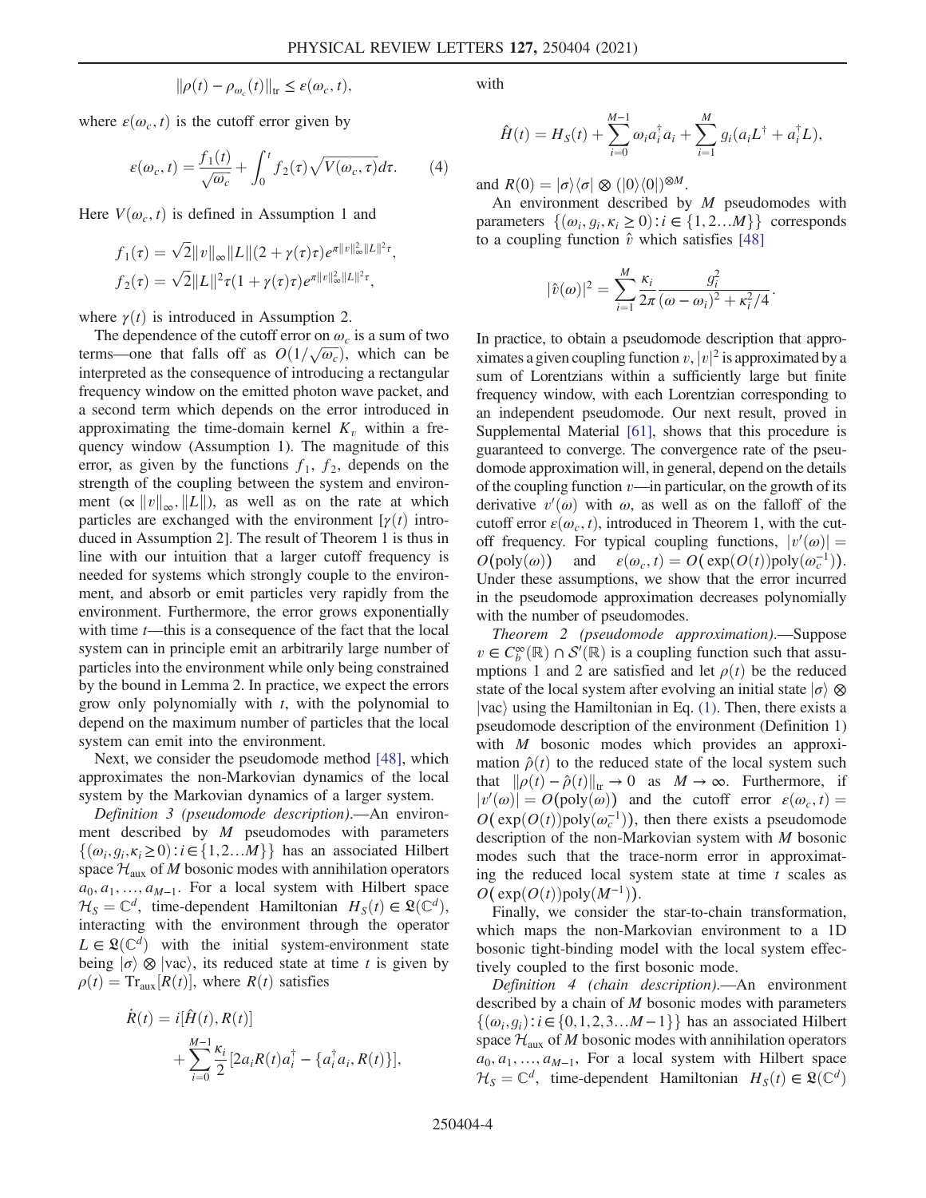$$\|\rho(t) - \rho_{\omega_c}(t)\|_{\text{tr}} \leq \varepsilon(\omega_c, t),$$

where $\varepsilon(\omega_c, t)$ is the cutoff error given by

$$\varepsilon(\omega_c, t) = \frac{f_1(t)}{\sqrt{\omega_c}} + \int_0^t f_2(\tau)\sqrt{V(\omega_c, \tau)}d\tau. \tag{4}$$

Here $V(\omega_c, t)$ is defined in Assumption 1 and

$$f_1(\tau) = \sqrt{2}\|v\|_\infty \|L\|(2 + \gamma(\tau)\tau)e^{\pi\|v\|_\infty^2 \|L\|^2 \tau},$$
$$f_2(\tau) = \sqrt{2}\|L\|^2 \tau(1 + \gamma(\tau)\tau)e^{\pi\|v\|_\infty^2 \|L\|^2 \tau},$$

where $\gamma(t)$ is introduced in Assumption 2.

The dependence of the cutoff error on $\omega_c$ is a sum of two terms—one that falls off as $O(1/\sqrt{\omega_c})$, which can be interpreted as the consequence of introducing a rectangular frequency window on the emitted photon wave packet, and a second term which depends on the error introduced in approximating the time-domain kernel $K_v$ within a frequency window (Assumption 1). The magnitude of this error, as given by the functions $f_1$, $f_2$, depends on the strength of the coupling between the system and environment ($\propto \|v\|_\infty, \|L\|$), as well as on the rate at which particles are exchanged with the environment [$\gamma(t)$ introduced in Assumption 2]. The result of Theorem 1 is thus in line with our intuition that a larger cutoff frequency is needed for systems which strongly couple to the environment, and absorb or emit particles very rapidly from the environment. Furthermore, the error grows exponentially with time $t$—this is a consequence of the fact that the local system can in principle emit an arbitrarily large number of particles into the environment while only being constrained by the bound in Lemma 2. In practice, we expect the errors grow only polynomially with $t$, with the polynomial to depend on the maximum number of particles that the local system can emit into the environment.

Next, we consider the pseudomode method [48], which approximates the non-Markovian dynamics of the local system by the Markovian dynamics of a larger system.

*Definition 3 (pseudomode description).*—An environment described by $M$ pseudomodes with parameters $\{(\omega_i, g_i, \kappa_i \geq 0) : i \in \{1, 2 \ldots M\}\}$ has an associated Hilbert space $\mathcal{H}_{\text{aux}}$ of $M$ bosonic modes with annihilation operators $a_0, a_1, \ldots, a_{M-1}$. For a local system with Hilbert space $\mathcal{H}_S = \mathbb{C}^d$, time-dependent Hamiltonian $H_S(t) \in \mathfrak{L}(\mathbb{C}^d)$, interacting with the environment through the operator $L \in \mathfrak{L}(\mathbb{C}^d)$ with the initial system-environment state being $|\sigma\rangle \otimes |\text{vac}\rangle$, its reduced state at time $t$ is given by $\rho(t) = \text{Tr}_{\text{aux}}[R(t)]$, where $R(t)$ satisfies

$$\dot{R}(t) = i[\hat{H}(t), R(t)] + \sum_{i=0}^{M-1} \frac{\kappa_i}{2}[2a_i R(t) a_i^\dagger - \{a_i^\dagger a_i, R(t)\}],$$

with

$$\hat{H}(t) = H_S(t) + \sum_{i=0}^{M-1} \omega_i a_i^\dagger a_i + \sum_{i=1}^{M} g_i (a_i L^\dagger + a_i^\dagger L),$$

and $R(0) = |\sigma\rangle\langle\sigma| \otimes (|0\rangle\langle 0|)^{\otimes M}$.

An environment described by $M$ pseudomodes with parameters $\{(\omega_i, g_i, \kappa_i \geq 0) : i \in \{1, 2 \ldots M\}\}$ corresponds to a coupling function $\hat{v}$ which satisfies [48]

$$|\hat{v}(\omega)|^2 = \sum_{i=1}^{M} \frac{\kappa_i}{2\pi} \frac{g_i^2}{(\omega - \omega_i)^2 + \kappa_i^2/4}.$$

In practice, to obtain a pseudomode description that approximates a given coupling function $v$, $|v|^2$ is approximated by a sum of Lorentzians within a sufficiently large but finite frequency window, with each Lorentzian corresponding to an independent pseudomode. Our next result, proved in Supplemental Material [61], shows that this procedure is guaranteed to converge. The convergence rate of the pseudomode approximation will, in general, depend on the details of the coupling function $v$—in particular, on the growth of its derivative $v'(\omega)$ with $\omega$, as well as on the falloff of the cutoff error $\varepsilon(\omega_c, t)$, introduced in Theorem 1, with the cutoff frequency. For typical coupling functions, $|v'(\omega)| = O(\text{poly}(\omega))$ and $\varepsilon(\omega_c, t) = O(\exp(O(t))\text{poly}(\omega_c^{-1}))$. Under these assumptions, we show that the error incurred in the pseudomode approximation decreases polynomially with the number of pseudomodes.

*Theorem 2 (pseudomode approximation).*—Suppose $v \in C_b^\infty(\mathbb{R}) \cap \mathcal{S}'(\mathbb{R})$ is a coupling function such that assumptions 1 and 2 are satisfied and let $\rho(t)$ be the reduced state of the local system after evolving an initial state $|\sigma\rangle \otimes |\text{vac}\rangle$ using the Hamiltonian in Eq. (1). Then, there exists a pseudomode description of the environment (Definition 1) with $M$ bosonic modes which provides an approximation $\hat{\rho}(t)$ to the reduced state of the local system such that $\|\rho(t) - \hat{\rho}(t)\|_{\text{tr}} \to 0$ as $M \to \infty$. Furthermore, if $|v'(\omega)| = O(\text{poly}(\omega))$ and the cutoff error $\varepsilon(\omega_c, t) = O(\exp(O(t))\text{poly}(\omega_c^{-1}))$, then there exists a pseudomode description of the non-Markovian system with $M$ bosonic modes such that the trace-norm error in approximating the reduced local system state at time $t$ scales as $O(\exp(O(t))\text{poly}(M^{-1}))$.

Finally, we consider the star-to-chain transformation, which maps the non-Markovian environment to a 1D bosonic tight-binding model with the local system effectively coupled to the first bosonic mode.

*Definition 4 (chain description).*—An environment described by a chain of $M$ bosonic modes with parameters $\{(\omega_i, g_i) : i \in \{0, 1, 2, 3 \ldots M - 1\}\}$ has an associated Hilbert space $\mathcal{H}_{\text{aux}}$ of $M$ bosonic modes with annihilation operators $a_0, a_1, \ldots, a_{M-1}$, For a local system with Hilbert space $\mathcal{H}_S = \mathbb{C}^d$, time-dependent Hamiltonian $H_S(t) \in \mathfrak{L}(\mathbb{C}^d)$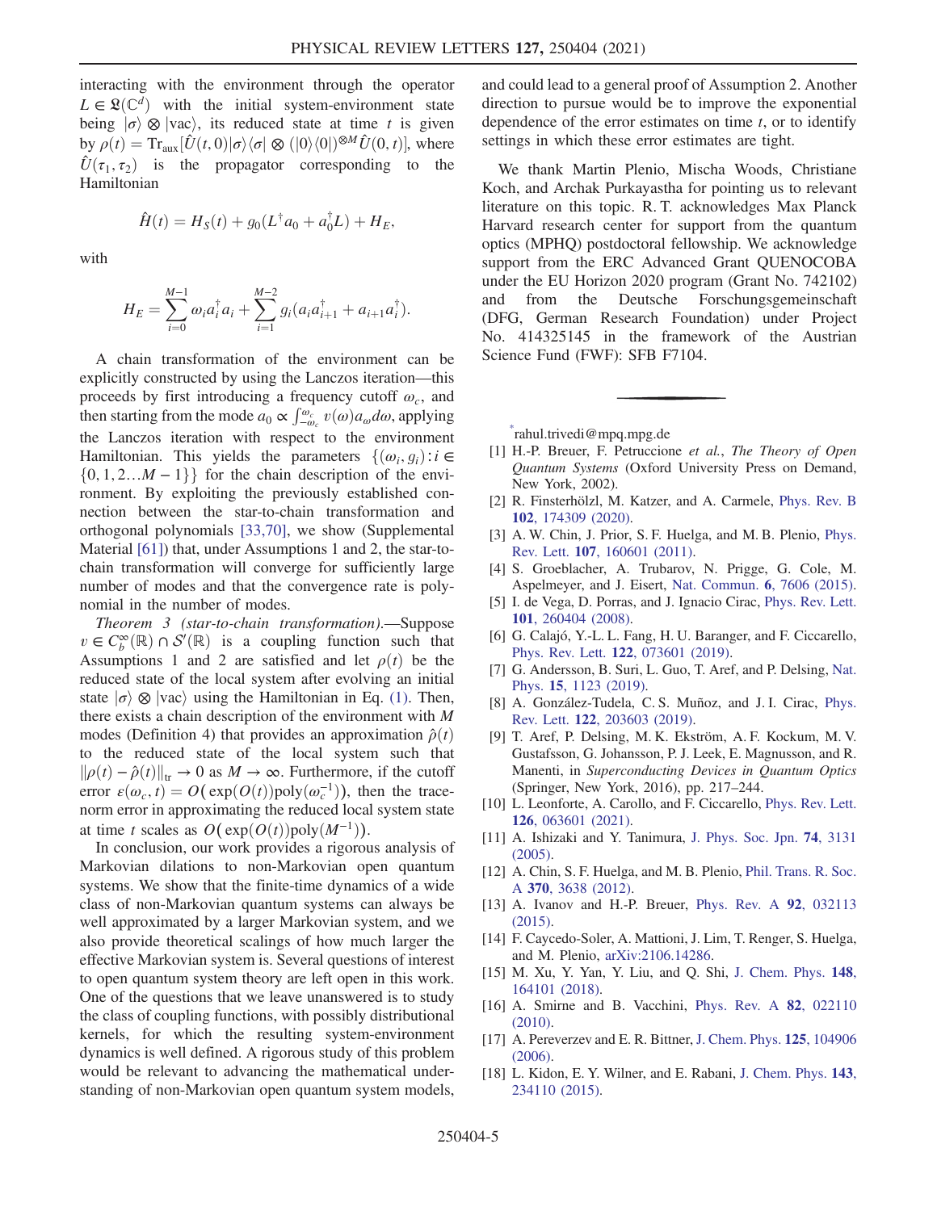interacting with the environment through the operator $L \in \mathfrak{L}(\mathbb{C}^d)$ with the initial system-environment state being $|\sigma\rangle \otimes |\text{vac}\rangle$, its reduced state at time $t$ is given by $\rho(t) = \text{Tr}_{\text{aux}}[\hat{U}(t,0)|\sigma\rangle\langle\sigma| \otimes (|0\rangle\langle 0|)^{\otimes M}\hat{U}(0,t)]$, where $\hat{U}(\tau_1, \tau_2)$ is the propagator corresponding to the Hamiltonian

$$\hat{H}(t) = H_S(t) + g_0(L^\dagger a_0 + a_0^\dagger L) + H_E,$$

with

$$H_E = \sum_{i=0}^{M-1} \omega_i a_i^\dagger a_i + \sum_{i=1}^{M-2} g_i(a_i a_{i+1}^\dagger + a_{i+1} a_i^\dagger).$$

A chain transformation of the environment can be explicitly constructed by using the Lanczos iteration—this proceeds by first introducing a frequency cutoff $\omega_c$, and then starting from the mode $a_0 \propto \int_{-\omega_c}^{\omega_c} v(\omega) a_\omega d\omega$, applying the Lanczos iteration with respect to the environment Hamiltonian. This yields the parameters $\{(\omega_i, g_i) : i \in \{0, 1, 2 \ldots M-1\}\}$ for the chain description of the environment. By exploiting the previously established connection between the star-to-chain transformation and orthogonal polynomials [33,70], we show (Supplemental Material [61]) that, under Assumptions 1 and 2, the star-to-chain transformation will converge for sufficiently large number of modes and that the convergence rate is polynomial in the number of modes.

*Theorem 3 (star-to-chain transformation).*—Suppose $v \in C_b^\infty(\mathbb{R}) \cap \mathcal{S}'(\mathbb{R})$ is a coupling function such that Assumptions 1 and 2 are satisfied and let $\rho(t)$ be the reduced state of the local system after evolving an initial state $|\sigma\rangle \otimes |\text{vac}\rangle$ using the Hamiltonian in Eq. (1). Then, there exists a chain description of the environment with $M$ modes (Definition 4) that provides an approximation $\hat{\rho}(t)$ to the reduced state of the local system such that $\|\rho(t) - \hat{\rho}(t)\|_{\text{tr}} \to 0$ as $M \to \infty$. Furthermore, if the cutoff error $\varepsilon(\omega_c, t) = O(\exp(O(t))\text{poly}(\omega_c^{-1}))$, then the trace-norm error in approximating the reduced local system state at time $t$ scales as $O(\exp(O(t))\text{poly}(M^{-1}))$.

In conclusion, our work provides a rigorous analysis of Markovian dilations to non-Markovian open quantum systems. We show that the finite-time dynamics of a wide class of non-Markovian quantum systems can always be well approximated by a larger Markovian system, and we also provide theoretical scalings of how much larger the effective Markovian system is. Several questions of interest to open quantum system theory are left open in this work. One of the questions that we leave unanswered is to study the class of coupling functions, with possibly distributional kernels, for which the resulting system-environment dynamics is well defined. A rigorous study of this problem would be relevant to advancing the mathematical understanding of non-Markovian open quantum system models, and could lead to a general proof of Assumption 2. Another direction to pursue would be to improve the exponential dependence of the error estimates on time $t$, or to identify settings in which these error estimates are tight.

We thank Martin Plenio, Mischa Woods, Christiane Koch, and Archak Purkayastha for pointing us to relevant literature on this topic. R. T. acknowledges Max Planck Harvard research center for support from the quantum optics (MPHQ) postdoctoral fellowship. We acknowledge support from the ERC Advanced Grant QUENOCOBA under the EU Horizon 2020 program (Grant No. 742102) and from the Deutsche Forschungsgemeinschaft (DFG, German Research Foundation) under Project No. 414325145 in the framework of the Austrian Science Fund (FWF): SFB F7104.

---

[*] rahul.trivedi@mpq.mpg.de

[1] H.-P. Breuer, F. Petruccione *et al.*, *The Theory of Open Quantum Systems* (Oxford University Press on Demand, New York, 2002).

[2] R. Finsterhölzl, M. Katzer, and A. Carmele, Phys. Rev. B **102**, 174309 (2020).

[3] A. W. Chin, J. Prior, S. F. Huelga, and M. B. Plenio, Phys. Rev. Lett. **107**, 160601 (2011).

[4] S. Groeblacher, A. Trubarov, N. Prigge, G. Cole, M. Aspelmeyer, and J. Eisert, Nat. Commun. **6**, 7606 (2015).

[5] I. de Vega, D. Porras, and J. Ignacio Cirac, Phys. Rev. Lett. **101**, 260404 (2008).

[6] G. Calajó, Y.-L. L. Fang, H. U. Baranger, and F. Ciccarello, Phys. Rev. Lett. **122**, 073601 (2019).

[7] G. Andersson, B. Suri, L. Guo, T. Aref, and P. Delsing, Nat. Phys. **15**, 1123 (2019).

[8] A. González-Tudela, C. S. Muñoz, and J. I. Cirac, Phys. Rev. Lett. **122**, 203603 (2019).

[9] T. Aref, P. Delsing, M. K. Ekström, A. F. Kockum, M. V. Gustafsson, G. Johansson, P. J. Leek, E. Magnusson, and R. Manenti, in *Superconducting Devices in Quantum Optics* (Springer, New York, 2016), pp. 217–244.

[10] L. Leonforte, A. Carollo, and F. Ciccarello, Phys. Rev. Lett. **126**, 063601 (2021).

[11] A. Ishizaki and Y. Tanimura, J. Phys. Soc. Jpn. **74**, 3131 (2005).

[12] A. Chin, S. F. Huelga, and M. B. Plenio, Phil. Trans. R. Soc. A **370**, 3638 (2012).

[13] A. Ivanov and H.-P. Breuer, Phys. Rev. A **92**, 032113 (2015).

[14] F. Caycedo-Soler, A. Mattioni, J. Lim, T. Renger, S. Huelga, and M. Plenio, arXiv:2106.14286.

[15] M. Xu, Y. Yan, Y. Liu, and Q. Shi, J. Chem. Phys. **148**, 164101 (2018).

[16] A. Smirne and B. Vacchini, Phys. Rev. A **82**, 022110 (2010).

[17] A. Pereverzev and E. R. Bittner, J. Chem. Phys. **125**, 104906 (2006).

[18] L. Kidon, E. Y. Wilner, and E. Rabani, J. Chem. Phys. **143**, 234110 (2015).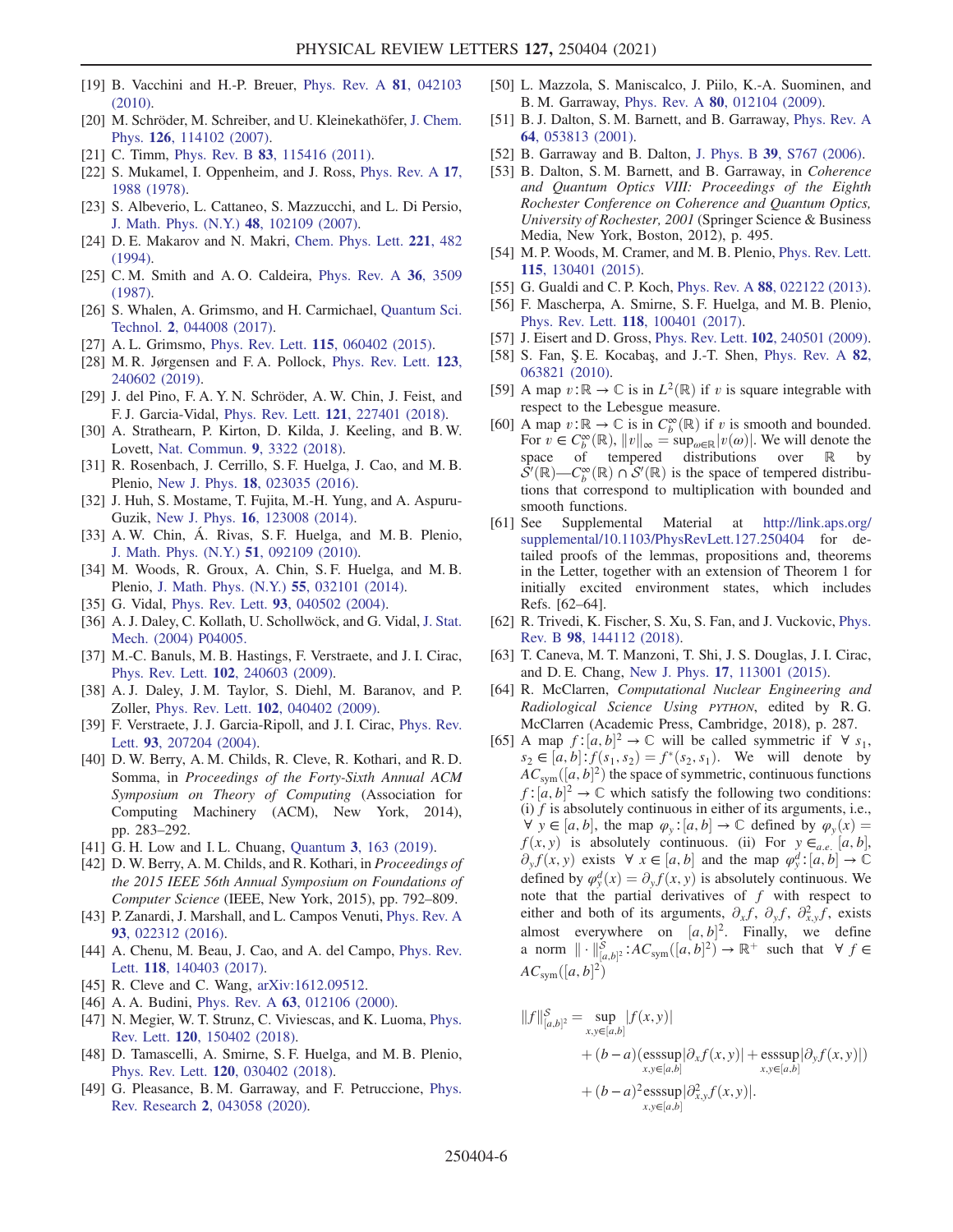[19] B. Vacchini and H.-P. Breuer, Phys. Rev. A **81**, 042103 (2010).

[20] M. Schröder, M. Schreiber, and U. Kleinekathöfer, J. Chem. Phys. **126**, 114102 (2007).

[21] C. Timm, Phys. Rev. B **83**, 115416 (2011).

[22] S. Mukamel, I. Oppenheim, and J. Ross, Phys. Rev. A **17**, 1988 (1978).

[23] S. Albeverio, L. Cattaneo, S. Mazzucchi, and L. Di Persio, J. Math. Phys. (N.Y.) **48**, 102109 (2007).

[24] D. E. Makarov and N. Makri, Chem. Phys. Lett. **221**, 482 (1994).

[25] C. M. Smith and A. O. Caldeira, Phys. Rev. A **36**, 3509 (1987).

[26] S. Whalen, A. Grimsmo, and H. Carmichael, Quantum Sci. Technol. **2**, 044008 (2017).

[27] A. L. Grimsmo, Phys. Rev. Lett. **115**, 060402 (2015).

[28] M. R. Jørgensen and F. A. Pollock, Phys. Rev. Lett. **123**, 240602 (2019).

[29] J. del Pino, F. A. Y. N. Schröder, A. W. Chin, J. Feist, and F. J. Garcia-Vidal, Phys. Rev. Lett. **121**, 227401 (2018).

[30] A. Strathearn, P. Kirton, D. Kilda, J. Keeling, and B. W. Lovett, Nat. Commun. **9**, 3322 (2018).

[31] R. Rosenbach, J. Cerrillo, S. F. Huelga, J. Cao, and M. B. Plenio, New J. Phys. **18**, 023035 (2016).

[32] J. Huh, S. Mostame, T. Fujita, M.-H. Yung, and A. Aspuru-Guzik, New J. Phys. **16**, 123008 (2014).

[33] A. W. Chin, Á. Rivas, S. F. Huelga, and M. B. Plenio, J. Math. Phys. (N.Y.) **51**, 092109 (2010).

[34] M. Woods, R. Groux, A. Chin, S. F. Huelga, and M. B. Plenio, J. Math. Phys. (N.Y.) **55**, 032101 (2014).

[35] G. Vidal, Phys. Rev. Lett. **93**, 040502 (2004).

[36] A. J. Daley, C. Kollath, U. Schollwöck, and G. Vidal, J. Stat. Mech. (2004) P04005.

[37] M.-C. Banuls, M. B. Hastings, F. Verstraete, and J. I. Cirac, Phys. Rev. Lett. **102**, 240603 (2009).

[38] A. J. Daley, J. M. Taylor, S. Diehl, M. Baranov, and P. Zoller, Phys. Rev. Lett. **102**, 040402 (2009).

[39] F. Verstraete, J. J. Garcia-Ripoll, and J. I. Cirac, Phys. Rev. Lett. **93**, 207204 (2004).

[40] D. W. Berry, A. M. Childs, R. Cleve, R. Kothari, and R. D. Somma, in *Proceedings of the Forty-Sixth Annual ACM Symposium on Theory of Computing* (Association for Computing Machinery (ACM), New York, 2014), pp. 283–292.

[41] G. H. Low and I. L. Chuang, Quantum **3**, 163 (2019).

[42] D. W. Berry, A. M. Childs, and R. Kothari, in *Proceedings of the 2015 IEEE 56th Annual Symposium on Foundations of Computer Science* (IEEE, New York, 2015), pp. 792–809.

[43] P. Zanardi, J. Marshall, and L. Campos Venuti, Phys. Rev. A **93**, 022312 (2016).

[44] A. Chenu, M. Beau, J. Cao, and A. del Campo, Phys. Rev. Lett. **118**, 140403 (2017).

[45] R. Cleve and C. Wang, arXiv:1612.09512.

[46] A. A. Budini, Phys. Rev. A **63**, 012106 (2000).

[47] N. Megier, W. T. Strunz, C. Viviescas, and K. Luoma, Phys. Rev. Lett. **120**, 150402 (2018).

[48] D. Tamascelli, A. Smirne, S. F. Huelga, and M. B. Plenio, Phys. Rev. Lett. **120**, 030402 (2018).

[49] G. Pleasance, B. M. Garraway, and F. Petruccione, Phys. Rev. Research **2**, 043058 (2020).

[50] L. Mazzola, S. Maniscalco, J. Piilo, K.-A. Suominen, and B. M. Garraway, Phys. Rev. A **80**, 012104 (2009).

[51] B. J. Dalton, S. M. Barnett, and B. Garraway, Phys. Rev. A **64**, 053813 (2001).

[52] B. Garraway and B. Dalton, J. Phys. B **39**, S767 (2006).

[53] B. Dalton, S. M. Barnett, and B. Garraway, in *Coherence and Quantum Optics VIII: Proceedings of the Eighth Rochester Conference on Coherence and Quantum Optics, University of Rochester, 2001* (Springer Science & Business Media, New York, Boston, 2012), p. 495.

[54] M. P. Woods, M. Cramer, and M. B. Plenio, Phys. Rev. Lett. **115**, 130401 (2015).

[55] G. Gualdi and C. P. Koch, Phys. Rev. A **88**, 022122 (2013).

[56] F. Mascherpa, A. Smirne, S. F. Huelga, and M. B. Plenio, Phys. Rev. Lett. **118**, 100401 (2017).

[57] J. Eisert and D. Gross, Phys. Rev. Lett. **102**, 240501 (2009).

[58] S. Fan, Ş. E. Kocabaş, and J.-T. Shen, Phys. Rev. A **82**, 063821 (2010).

[59] A map $v:\mathbb{R}\to\mathbb{C}$ is in $L^2(\mathbb{R})$ if $v$ is square integrable with respect to the Lebesgue measure.

[60] A map $v:\mathbb{R}\to\mathbb{C}$ is in $C_b^\infty(\mathbb{R})$ if $v$ is smooth and bounded. For $v\in C_b^\infty(\mathbb{R})$, $\|v\|_\infty=\sup_{\omega\in\mathbb{R}}|v(\omega)|$. We will denote the space of tempered distributions over $\mathbb{R}$ by $\mathcal{S}'(\mathbb{R})$—$C_b^\infty(\mathbb{R})\cap\mathcal{S}'(\mathbb{R})$ is the space of tempered distributions that correspond to multiplication with bounded and smooth functions.

[61] See Supplemental Material at http://link.aps.org/supplemental/10.1103/PhysRevLett.127.250404 for detailed proofs of the lemmas, propositions and, theorems in the Letter, together with an extension of Theorem 1 for initially excited environment states, which includes Refs. [62–64].

[62] R. Trivedi, K. Fischer, S. Xu, S. Fan, and J. Vuckovic, Phys. Rev. B **98**, 144112 (2018).

[63] T. Caneva, M. T. Manzoni, T. Shi, J. S. Douglas, J. I. Cirac, and D. E. Chang, New J. Phys. **17**, 113001 (2015).

[64] R. McClarren, *Computational Nuclear Engineering and Radiological Science Using* PYTHON, edited by R. G. McClarren (Academic Press, Cambridge, 2018), p. 287.

[65] A map $f:[a,b]^2\to\mathbb{C}$ will be called symmetric if $\forall\ s_1, s_2\in[a,b]: f(s_1,s_2)=f^*(s_2,s_1)$. We will denote by $AC_{\text{sym}}([a,b]^2)$ the space of symmetric, continuous functions $f:[a,b]^2\to\mathbb{C}$ which satisfy the following two conditions: (i) $f$ is absolutely continuous in either of its arguments, i.e., $\forall\ y\in[a,b]$, the map $\varphi_y:[a,b]\to\mathbb{C}$ defined by $\varphi_y(x)=f(x,y)$ is absolutely continuous. (ii) For $y\in_{a.e.}[a,b]$, $\partial_y f(x,y)$ exists $\forall\ x\in[a,b]$ and the map $\varphi_y^d:[a,b]\to\mathbb{C}$ defined by $\varphi_y^d(x)=\partial_y f(x,y)$ is absolutely continuous. We note that the partial derivatives of $f$ with respect to either and both of its arguments, $\partial_x f$, $\partial_y f$, $\partial^2_{x,y}f$, exists almost everywhere on $[a,b]^2$. Finally, we define a norm $\|\cdot\|^{\mathcal{S}}_{[a,b]^2}:AC_{\text{sym}}([a,b]^2)\to\mathbb{R}^+$ such that $\forall\ f\in AC_{\text{sym}}([a,b]^2)$

$$
\begin{aligned}
\|f\|^{\mathcal{S}}_{[a,b]^2}=&\sup_{x,y\in[a,b]}|f(x,y)|\\
&+(b-a)\big(\operatorname*{esssup}_{x,y\in[a,b]}|\partial_x f(x,y)|+\operatorname*{esssup}_{x,y\in[a,b]}|\partial_y f(x,y)|\big)\\
&+(b-a)^2\operatorname*{esssup}_{x,y\in[a,b]}|\partial^2_{x,y}f(x,y)|.
\end{aligned}
$$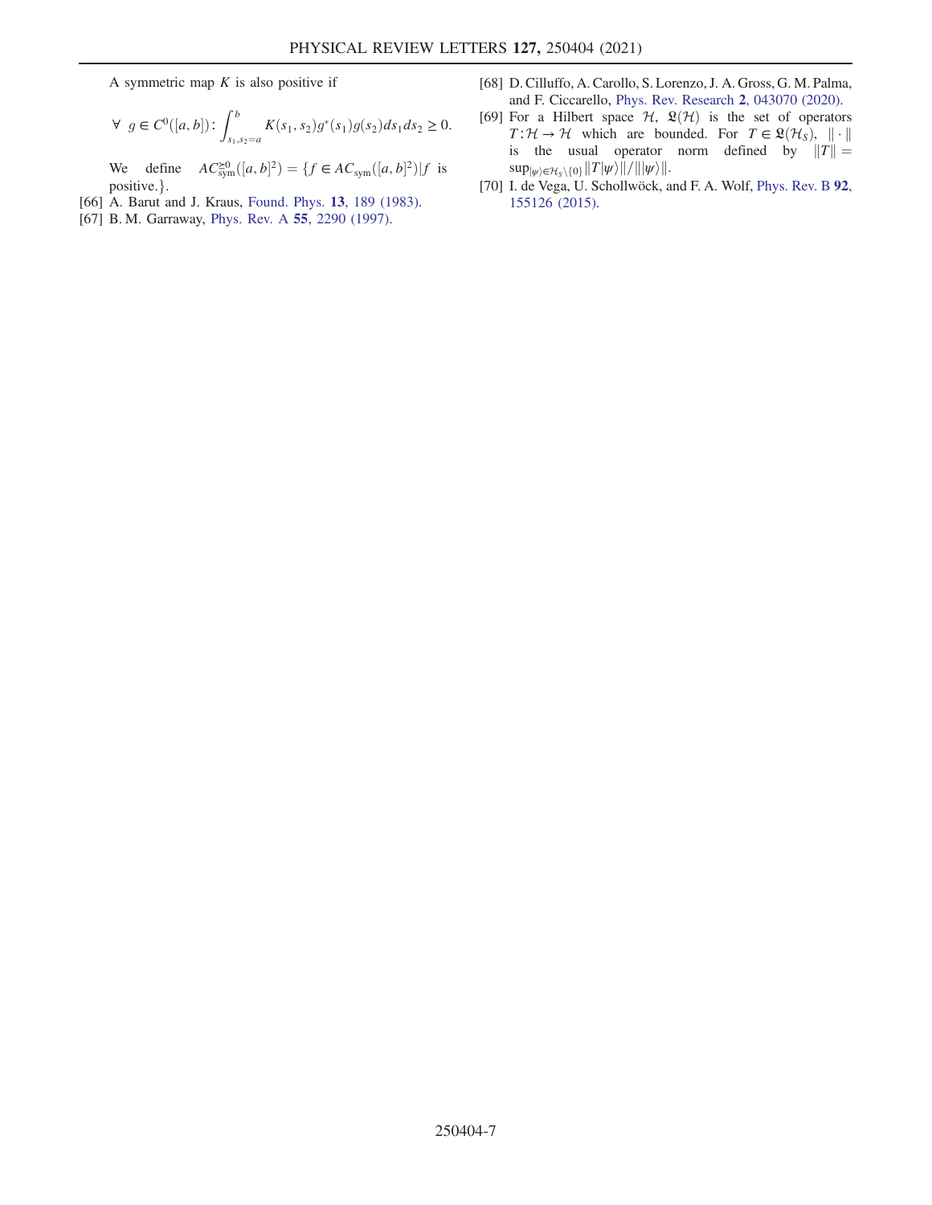A symmetric map $K$ is also positive if

$$\forall \;\; g \in C^0([a,b]) \colon \int_{s_1,s_2=a}^{b} K(s_1,s_2) g^*(s_1) g(s_2) ds_1 ds_2 \geq 0.$$

We define $AC^{\succeq 0}_{\rm sym}([a,b]^2) = \{f \in AC_{\rm sym}([a,b]^2) | f$ is positive.$\}$.

[66] A. Barut and J. Kraus, Found. Phys. **13**, 189 (1983).

[67] B. M. Garraway, Phys. Rev. A **55**, 2290 (1997).

[68] D. Cilluffo, A. Carollo, S. Lorenzo, J. A. Gross, G. M. Palma, and F. Ciccarello, Phys. Rev. Research **2**, 043070 (2020).

[69] For a Hilbert space $\mathcal{H}$, $\mathfrak{L}(\mathcal{H})$ is the set of operators $T\colon \mathcal{H} \to \mathcal{H}$ which are bounded. For $T \in \mathfrak{L}(\mathcal{H}_S)$, $\| \cdot \|$ is the usual operator norm defined by $\|T\| = \sup_{|\psi\rangle \in \mathcal{H}_S \setminus \{0\}} \|T|\psi\rangle\| / \||\psi\rangle\|$.

[70] I. de Vega, U. Schollwöck, and F. A. Wolf, Phys. Rev. B **92**, 155126 (2015).